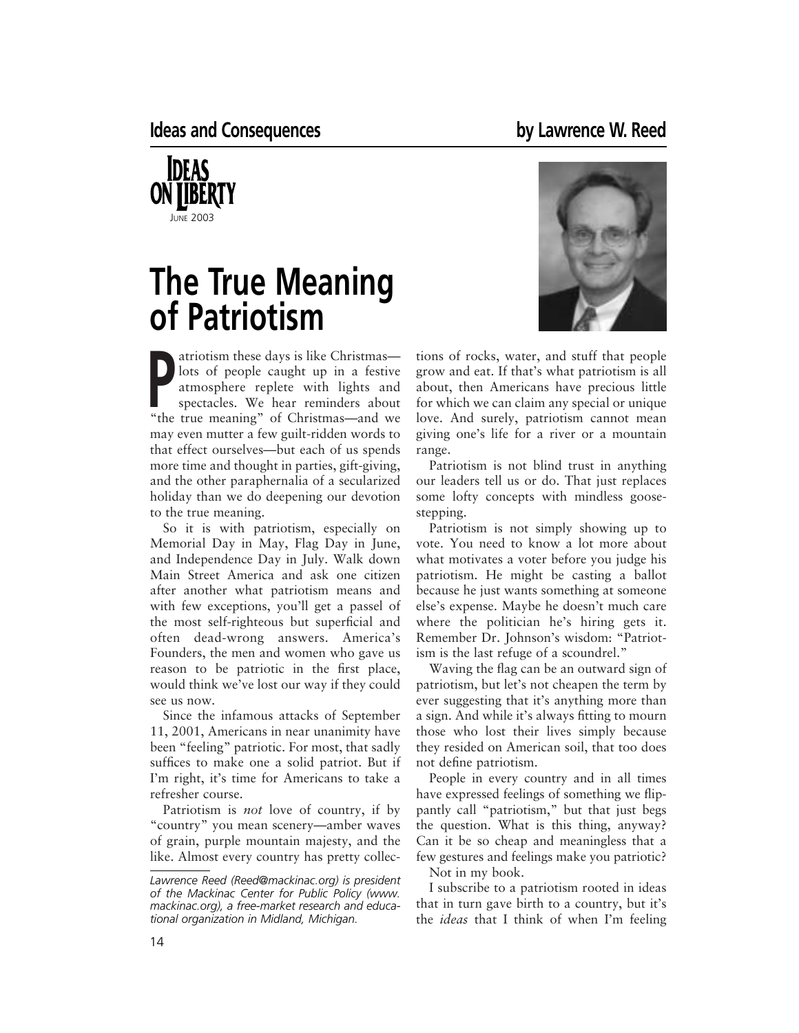Ideas and Consequences — by Lawrence W. Reed

IDEAS ON LIBERTY
JUNE 2003

# The True Meaning of Patriotism

Patriotism these days is like Christmas—lots of people caught up in a festive atmosphere replete with lights and spectacles. We hear reminders about "the true meaning" of Christmas—and we may even mutter a few guilt-ridden words to that effect ourselves—but each of us spends more time and thought in parties, gift-giving, and the other paraphernalia of a secularized holiday than we do deepening our devotion to the true meaning.

So it is with patriotism, especially on Memorial Day in May, Flag Day in June, and Independence Day in July. Walk down Main Street America and ask one citizen after another what patriotism means and with few exceptions, you'll get a passel of the most self-righteous but superficial and often dead-wrong answers. America's Founders, the men and women who gave us reason to be patriotic in the first place, would think we've lost our way if they could see us now.

Since the infamous attacks of September 11, 2001, Americans in near unanimity have been "feeling" patriotic. For most, that sadly suffices to make one a solid patriot. But if I'm right, it's time for Americans to take a refresher course.

Patriotism is *not* love of country, if by "country" you mean scenery—amber waves of grain, purple mountain majesty, and the like. Almost every country has pretty collections of rocks, water, and stuff that people grow and eat. If that's what patriotism is all about, then Americans have precious little for which we can claim any special or unique love. And surely, patriotism cannot mean giving one's life for a river or a mountain range.

Patriotism is not blind trust in anything our leaders tell us or do. That just replaces some lofty concepts with mindless goose-stepping.

Patriotism is not simply showing up to vote. You need to know a lot more about what motivates a voter before you judge his patriotism. He might be casting a ballot because he just wants something at someone else's expense. Maybe he doesn't much care where the politician he's hiring gets it. Remember Dr. Johnson's wisdom: "Patriotism is the last refuge of a scoundrel."

Waving the flag can be an outward sign of patriotism, but let's not cheapen the term by ever suggesting that it's anything more than a sign. And while it's always fitting to mourn those who lost their lives simply because they resided on American soil, that too does not define patriotism.

People in every country and in all times have expressed feelings of something we flippantly call "patriotism," but that just begs the question. What is this thing, anyway? Can it be so cheap and meaningless that a few gestures and feelings make you patriotic?

Not in my book.

I subscribe to a patriotism rooted in ideas that in turn gave birth to a country, but it's the *ideas* that I think of when I'm feeling

---

*Lawrence Reed (Reed@mackinac.org) is president of the Mackinac Center for Public Policy (www.mackinac.org), a free-market research and educational organization in Midland, Michigan.*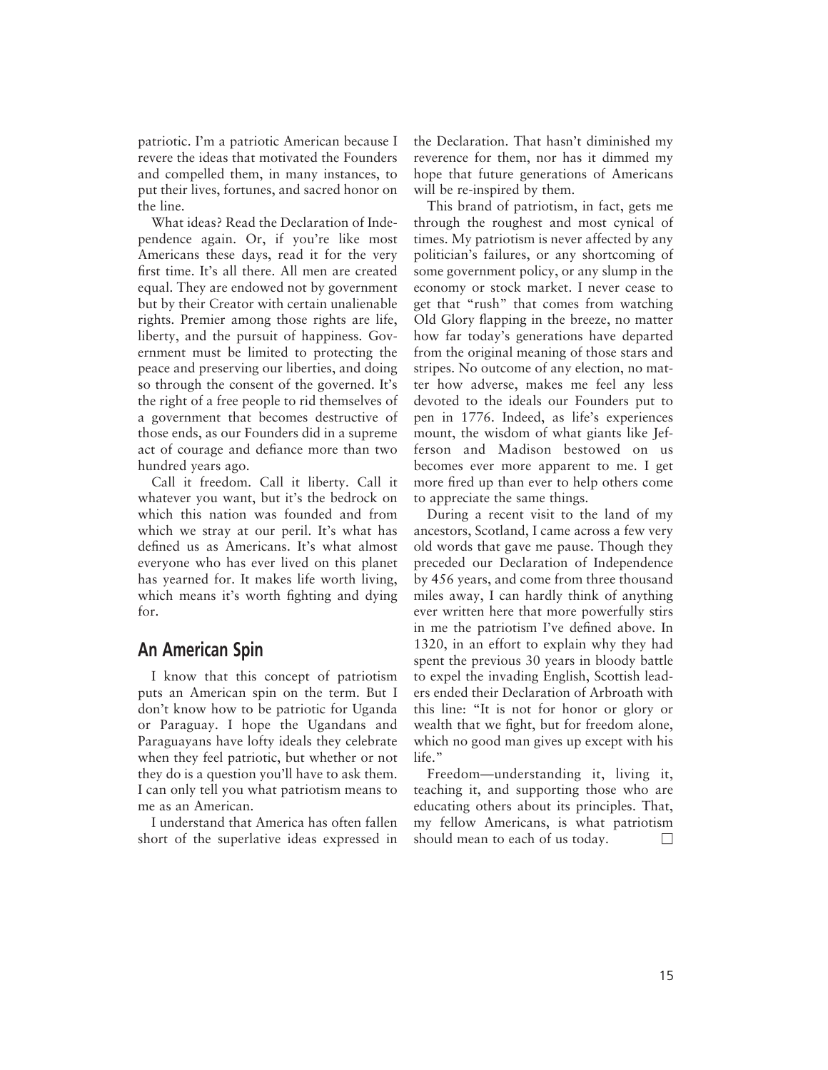patriotic. I'm a patriotic American because I revere the ideas that motivated the Founders and compelled them, in many instances, to put their lives, fortunes, and sacred honor on the line.

What ideas? Read the Declaration of Independence again. Or, if you're like most Americans these days, read it for the very first time. It's all there. All men are created equal. They are endowed not by government but by their Creator with certain unalienable rights. Premier among those rights are life, liberty, and the pursuit of happiness. Government must be limited to protecting the peace and preserving our liberties, and doing so through the consent of the governed. It's the right of a free people to rid themselves of a government that becomes destructive of those ends, as our Founders did in a supreme act of courage and defiance more than two hundred years ago.

Call it freedom. Call it liberty. Call it whatever you want, but it's the bedrock on which this nation was founded and from which we stray at our peril. It's what has defined us as Americans. It's what almost everyone who has ever lived on this planet has yearned for. It makes life worth living, which means it's worth fighting and dying for.

## An American Spin

I know that this concept of patriotism puts an American spin on the term. But I don't know how to be patriotic for Uganda or Paraguay. I hope the Ugandans and Paraguayans have lofty ideals they celebrate when they feel patriotic, but whether or not they do is a question you'll have to ask them. I can only tell you what patriotism means to me as an American.

I understand that America has often fallen short of the superlative ideas expressed in the Declaration. That hasn't diminished my reverence for them, nor has it dimmed my hope that future generations of Americans will be re-inspired by them.

This brand of patriotism, in fact, gets me through the roughest and most cynical of times. My patriotism is never affected by any politician's failures, or any shortcoming of some government policy, or any slump in the economy or stock market. I never cease to get that "rush" that comes from watching Old Glory flapping in the breeze, no matter how far today's generations have departed from the original meaning of those stars and stripes. No outcome of any election, no matter how adverse, makes me feel any less devoted to the ideals our Founders put to pen in 1776. Indeed, as life's experiences mount, the wisdom of what giants like Jefferson and Madison bestowed on us becomes ever more apparent to me. I get more fired up than ever to help others come to appreciate the same things.

During a recent visit to the land of my ancestors, Scotland, I came across a few very old words that gave me pause. Though they preceded our Declaration of Independence by 456 years, and come from three thousand miles away, I can hardly think of anything ever written here that more powerfully stirs in me the patriotism I've defined above. In 1320, in an effort to explain why they had spent the previous 30 years in bloody battle to expel the invading English, Scottish leaders ended their Declaration of Arbroath with this line: "It is not for honor or glory or wealth that we fight, but for freedom alone, which no good man gives up except with his life."

Freedom—understanding it, living it, teaching it, and supporting those who are educating others about its principles. That, my fellow Americans, is what patriotism should mean to each of us today. □